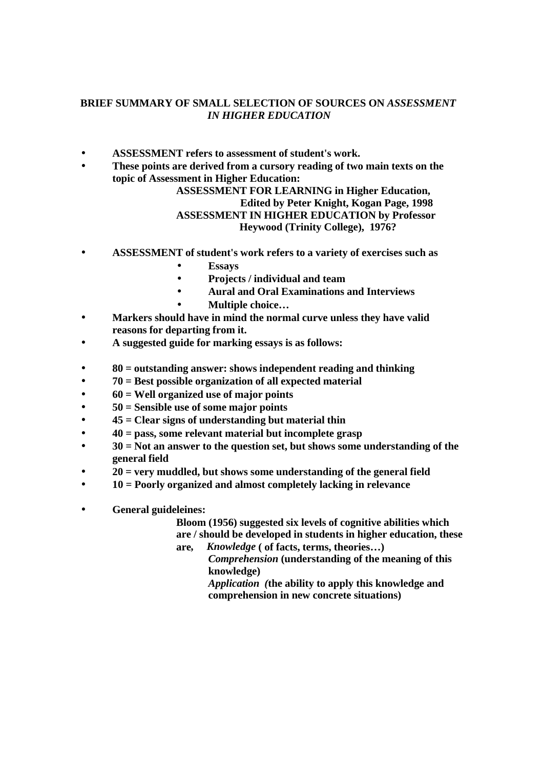**BRIEF SUMMARY OF SMALL SELECTION OF SOURCES ON *ASSESSMENT IN HIGHER EDUCATION***

- **ASSESSMENT refers to assessment of student's work.**
- **These points are derived from a cursory reading of two main texts on the topic of Assessment in Higher Education:**
  **ASSESSMENT FOR LEARNING in Higher Education, Edited by Peter Knight, Kogan Page, 1998**
  **ASSESSMENT IN HIGHER EDUCATION by Professor Heywood (Trinity College), 1976?**

- **ASSESSMENT of student's work refers to a variety of exercises such as**
  - **Essays**
  - **Projects / individual and team**
  - **Aural and Oral Examinations and Interviews**
  - **Multiple choice…**
- **Markers should have in mind the normal curve unless they have valid reasons for departing from it.**
- **A suggested guide for marking essays is as follows:**

- **80 = outstanding answer: shows independent reading and thinking**
- **70 = Best possible organization of all expected material**
- **60 = Well organized use of major points**
- **50 = Sensible use of some major points**
- **45 = Clear signs of understanding but material thin**
- **40 = pass, some relevant material but incomplete grasp**
- **30 = Not an answer to the question set, but shows some understanding of the general field**
- **20 = very muddled, but shows some understanding of the general field**
- **10 = Poorly organized and almost completely lacking in relevance**

- **General guideleines:**
  **Bloom (1956) suggested six levels of cognitive abilities which are / should be developed in students in higher education, these are,** ***Knowledge*** **( of facts, terms, theories…)**
  ***Comprehension*** **(understanding of the meaning of this knowledge)**
  ***Application*** ***(*****the ability to apply this knowledge and comprehension in new concrete situations)**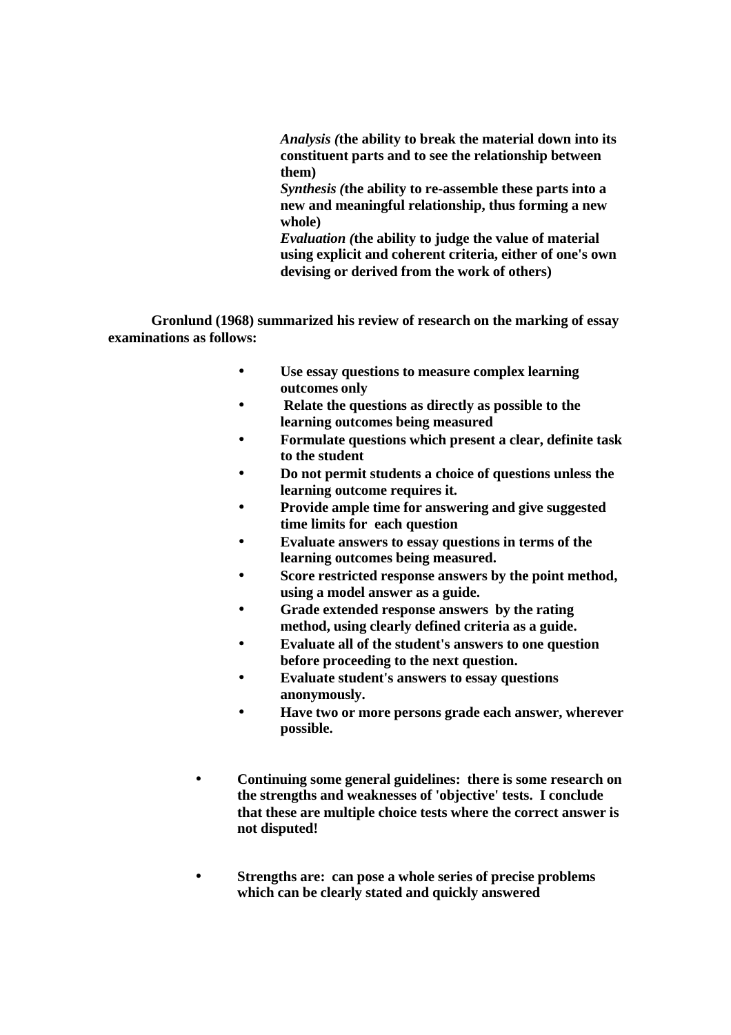*Analysis (*__the ability to break the material down into its constituent parts and to see the relationship between them)__
*Synthesis (*__the ability to re-assemble these parts into a new and meaningful relationship, thus forming a new whole)__
*Evaluation (*__the ability to judge the value of material using explicit and coherent criteria, either of one's own devising or derived from the work of others)__

**Gronlund (1968) summarized his review of research on the marking of essay examinations as follows:**

- **Use essay questions to measure complex learning outcomes only**
- **Relate the questions as directly as possible to the learning outcomes being measured**
- **Formulate questions which present a clear, definite task to the student**
- **Do not permit students a choice of questions unless the learning outcome requires it.**
- **Provide ample time for answering and give suggested time limits for each question**
- **Evaluate answers to essay questions in terms of the learning outcomes being measured.**
- **Score restricted response answers by the point method, using a model answer as a guide.**
- **Grade extended response answers by the rating method, using clearly defined criteria as a guide.**
- **Evaluate all of the student's answers to one question before proceeding to the next question.**
- **Evaluate student's answers to essay questions anonymously.**
- **Have two or more persons grade each answer, wherever possible.**

- **Continuing some general guidelines: there is some research on the strengths and weaknesses of 'objective' tests. I conclude that these are multiple choice tests where the correct answer is not disputed!**

- **Strengths are: can pose a whole series of precise problems which can be clearly stated and quickly answered**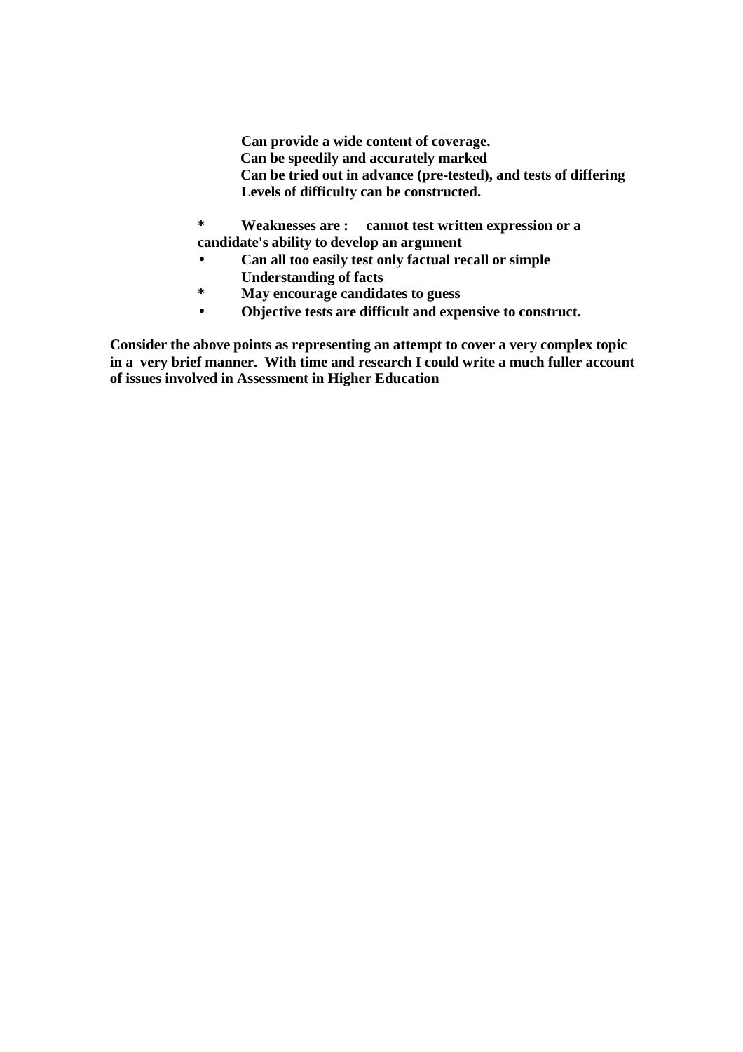**Can provide a wide content of coverage.**
**Can be speedily and accurately marked**
**Can be tried out in advance (pre-tested), and tests of differing Levels of difficulty can be constructed.**

* **Weaknesses are : cannot test written expression or a candidate's ability to develop an argument**
- **Can all too easily test only factual recall or simple Understanding of facts**
* **May encourage candidates to guess**
- **Objective tests are difficult and expensive to construct.**

**Consider the above points as representing an attempt to cover a very complex topic in a very brief manner. With time and research I could write a much fuller account of issues involved in Assessment in Higher Education**